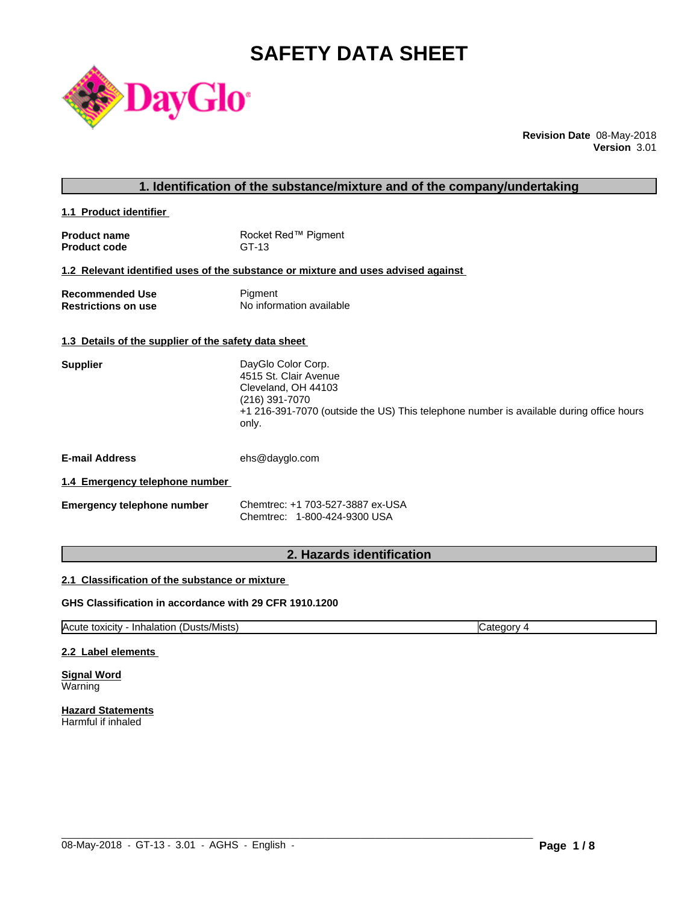# SAFETY DATA SHEET

**Revision Date** 08-May-2018
**Version** 3.01

## 1. Identification of the substance/mixture and of the company/undertaking

### 1.1 Product identifier

**Product name** Rocket Red™ Pigment
**Product code** GT-13

### 1.2 Relevant identified uses of the substance or mixture and uses advised against

**Recommended Use** Pigment
**Restrictions on use** No information available

### 1.3 Details of the supplier of the safety data sheet

**Supplier**
DayGlo Color Corp.
4515 St. Clair Avenue
Cleveland, OH 44103
(216) 391-7070
+1 216-391-7070 (outside the US) This telephone number is available during office hours only.

**E-mail Address** ehs@dayglo.com

### 1.4 Emergency telephone number

**Emergency telephone number**
Chemtrec: +1 703-527-3887 ex-USA
Chemtrec: 1-800-424-9300 USA

## 2. Hazards identification

### 2.1 Classification of the substance or mixture

**GHS Classification in accordance with 29 CFR 1910.1200**

| Acute toxicity - Inhalation (Dusts/Mists) | Category 4 |
|---|---|

### 2.2 Label elements

**Signal Word**
Warning

**Hazard Statements**
Harmful if inhaled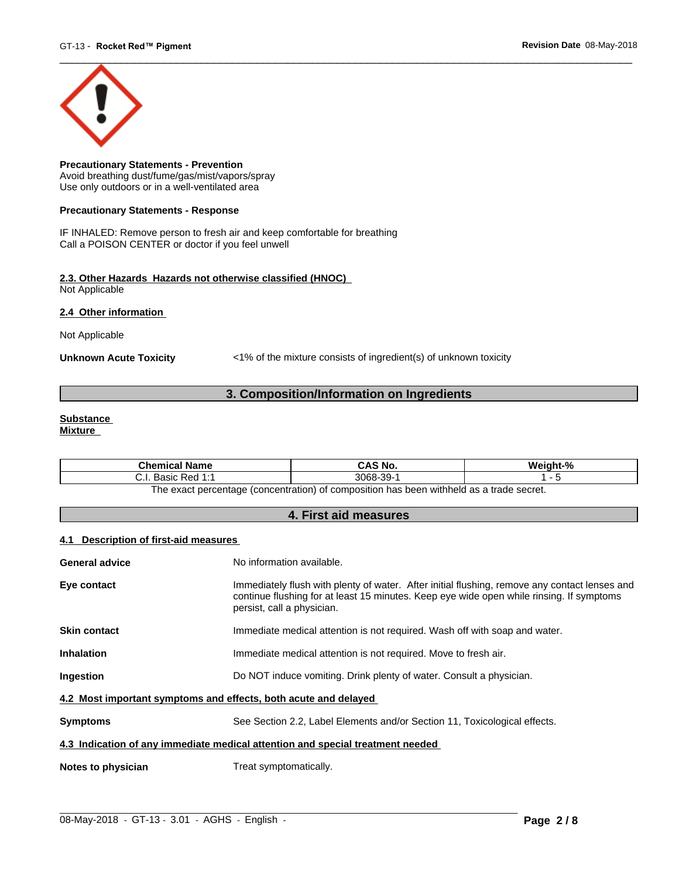**Precautionary Statements - Prevention**
Avoid breathing dust/fume/gas/mist/vapors/spray
Use only outdoors or in a well-ventilated area

**Precautionary Statements - Response**

IF INHALED: Remove person to fresh air and keep comfortable for breathing
Call a POISON CENTER or doctor if you feel unwell

**2.3. Other Hazards Hazards not otherwise classified (HNOC)**
Not Applicable

**2.4 Other information**

Not Applicable

**Unknown Acute Toxicity** <1% of the mixture consists of ingredient(s) of unknown toxicity

## 3. Composition/Information on Ingredients

**Substance**
**Mixture**

| Chemical Name | CAS No. | Weight-% |
|---|---|---|
| C.I. Basic Red 1:1 | 3068-39-1 | 1 - 5 |

The exact percentage (concentration) of composition has been withheld as a trade secret.

## 4. First aid measures

**4.1 Description of first-aid measures**

**General advice** No information available.

**Eye contact** Immediately flush with plenty of water. After initial flushing, remove any contact lenses and continue flushing for at least 15 minutes. Keep eye wide open while rinsing. If symptoms persist, call a physician.

**Skin contact** Immediate medical attention is not required. Wash off with soap and water.

**Inhalation** Immediate medical attention is not required. Move to fresh air.

**Ingestion** Do NOT induce vomiting. Drink plenty of water. Consult a physician.

**4.2 Most important symptoms and effects, both acute and delayed**

**Symptoms** See Section 2.2, Label Elements and/or Section 11, Toxicological effects.

**4.3 Indication of any immediate medical attention and special treatment needed**

**Notes to physician** Treat symptomatically.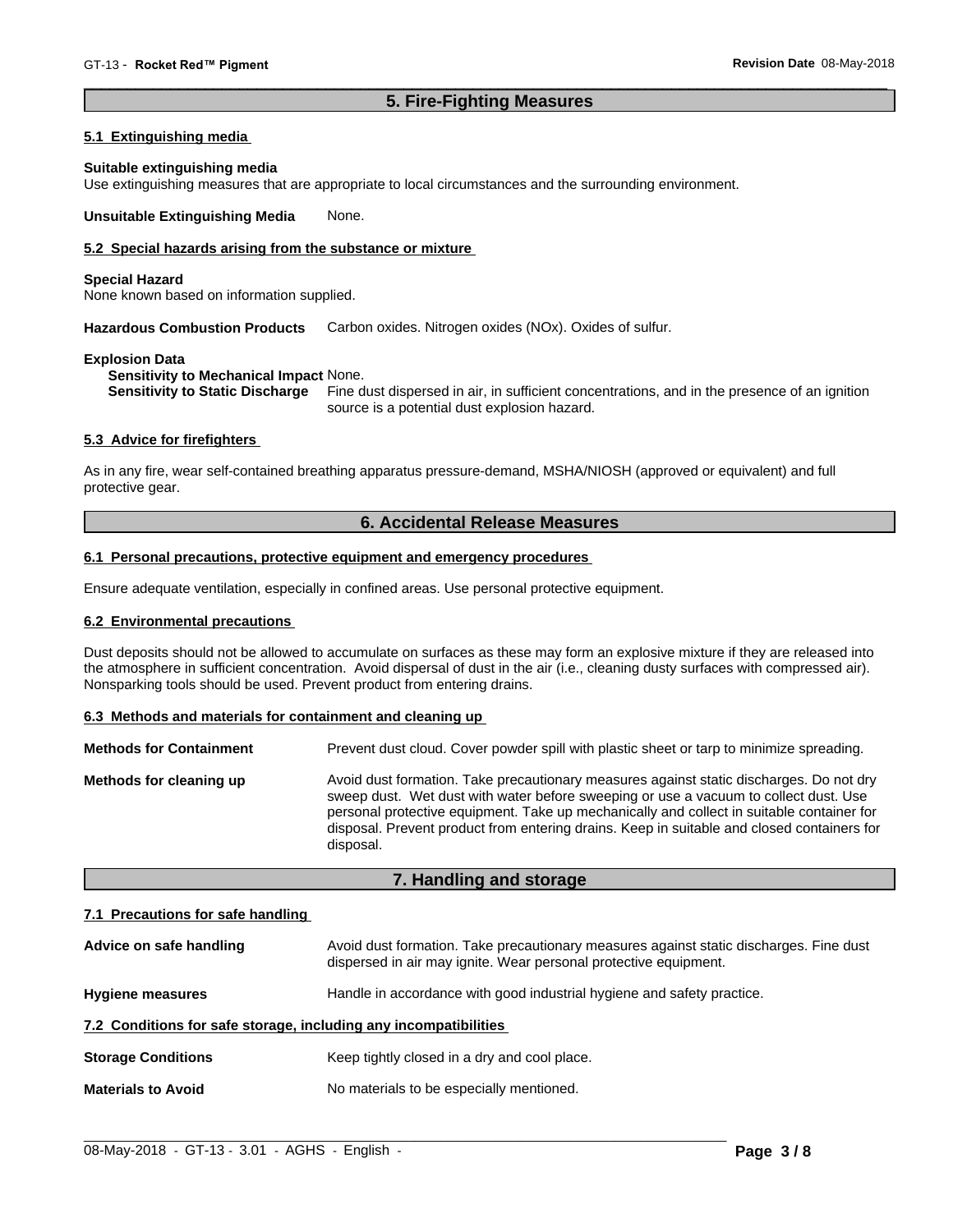## 5. Fire-Fighting Measures

### 5.1 Extinguishing media

**Suitable extinguishing media**
Use extinguishing measures that are appropriate to local circumstances and the surrounding environment.

**Unsuitable Extinguishing Media** None.

### 5.2 Special hazards arising from the substance or mixture

**Special Hazard**
None known based on information supplied.

**Hazardous Combustion Products** Carbon oxides. Nitrogen oxides (NOx). Oxides of sulfur.

**Explosion Data**
**Sensitivity to Mechanical Impact** None.
**Sensitivity to Static Discharge** Fine dust dispersed in air, in sufficient concentrations, and in the presence of an ignition source is a potential dust explosion hazard.

### 5.3 Advice for firefighters

As in any fire, wear self-contained breathing apparatus pressure-demand, MSHA/NIOSH (approved or equivalent) and full protective gear.

## 6. Accidental Release Measures

### 6.1 Personal precautions, protective equipment and emergency procedures

Ensure adequate ventilation, especially in confined areas. Use personal protective equipment.

### 6.2 Environmental precautions

Dust deposits should not be allowed to accumulate on surfaces as these may form an explosive mixture if they are released into the atmosphere in sufficient concentration. Avoid dispersal of dust in the air (i.e., cleaning dusty surfaces with compressed air). Nonsparking tools should be used. Prevent product from entering drains.

### 6.3 Methods and materials for containment and cleaning up

**Methods for Containment** Prevent dust cloud. Cover powder spill with plastic sheet or tarp to minimize spreading.

**Methods for cleaning up** Avoid dust formation. Take precautionary measures against static discharges. Do not dry sweep dust. Wet dust with water before sweeping or use a vacuum to collect dust. Use personal protective equipment. Take up mechanically and collect in suitable container for disposal. Prevent product from entering drains. Keep in suitable and closed containers for disposal.

## 7. Handling and storage

### 7.1 Precautions for safe handling

**Advice on safe handling** Avoid dust formation. Take precautionary measures against static discharges. Fine dust dispersed in air may ignite. Wear personal protective equipment.

**Hygiene measures** Handle in accordance with good industrial hygiene and safety practice.

### 7.2 Conditions for safe storage, including any incompatibilities

**Storage Conditions** Keep tightly closed in a dry and cool place.

**Materials to Avoid** No materials to be especially mentioned.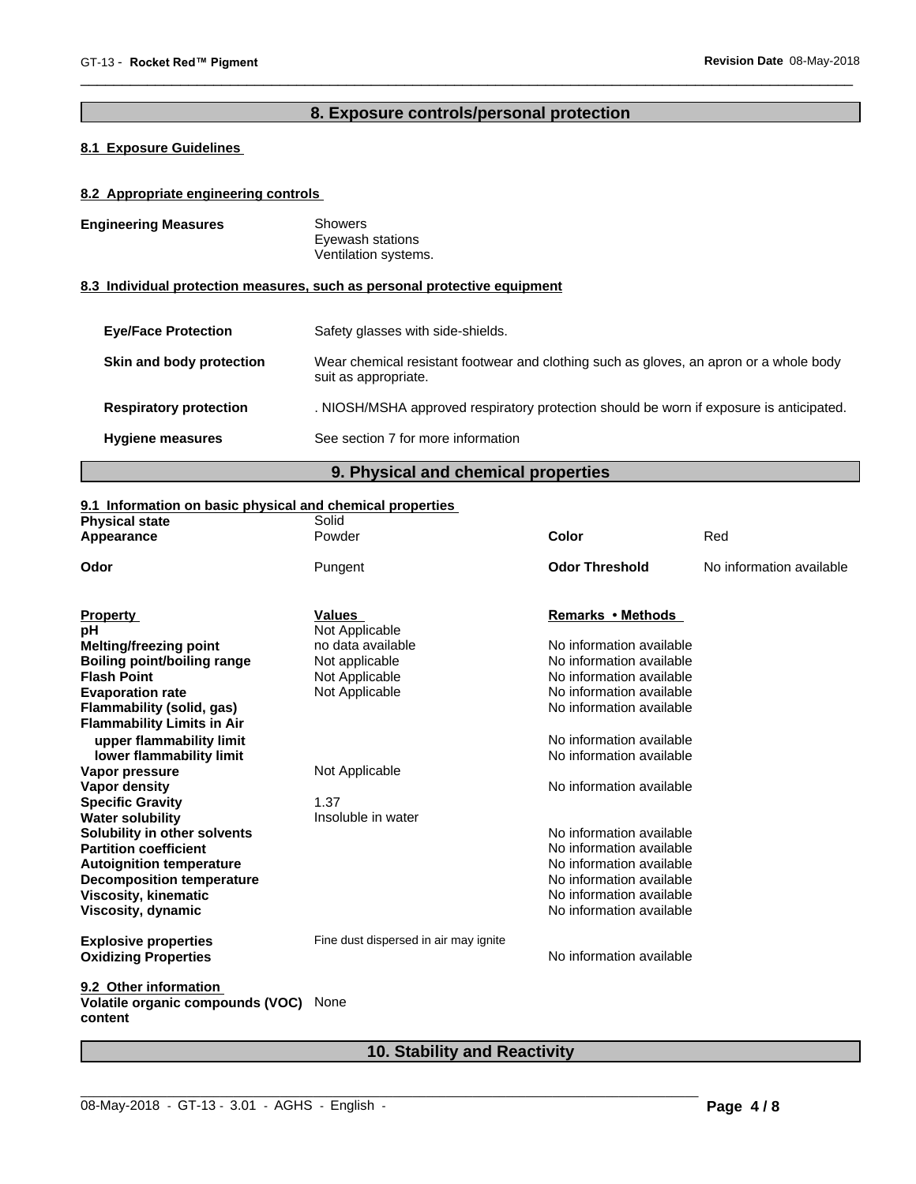## 8. Exposure controls/personal protection

### 8.1 Exposure Guidelines

### 8.2 Appropriate engineering controls

**Engineering Measures**
Showers
Eyewash stations
Ventilation systems.

### 8.3 Individual protection measures, such as personal protective equipment

| | |
|---|---|
| **Eye/Face Protection** | Safety glasses with side-shields. |
| **Skin and body protection** | Wear chemical resistant footwear and clothing such as gloves, an apron or a whole body suit as appropriate. |
| **Respiratory protection** | . NIOSH/MSHA approved respiratory protection should be worn if exposure is anticipated. |
| **Hygiene measures** | See section 7 for more information |

## 9. Physical and chemical properties

### 9.1 Information on basic physical and chemical properties

| | | | |
|---|---|---|---|
| **Physical state** | Solid | | |
| **Appearance** | Powder | **Color** | Red |
| **Odor** | Pungent | **Odor Threshold** | No information available |

| **Property** | **Values** | **Remarks • Methods** |
|---|---|---|
| **pH** | Not Applicable | |
| **Melting/freezing point** | no data available | No information available |
| **Boiling point/boiling range** | Not applicable | No information available |
| **Flash Point** | Not Applicable | No information available |
| **Evaporation rate** | Not Applicable | No information available |
| **Flammability (solid, gas)** | | No information available |
| **Flammability Limits in Air** | | |
| **upper flammability limit** | | No information available |
| **lower flammability limit** | | No information available |
| **Vapor pressure** | Not Applicable | |
| **Vapor density** | | No information available |
| **Specific Gravity** | 1.37 | |
| **Water solubility** | Insoluble in water | |
| **Solubility in other solvents** | | No information available |
| **Partition coefficient** | | No information available |
| **Autoignition temperature** | | No information available |
| **Decomposition temperature** | | No information available |
| **Viscosity, kinematic** | | No information available |
| **Viscosity, dynamic** | | No information available |
| **Explosive properties** | Fine dust dispersed in air may ignite | |
| **Oxidizing Properties** | | No information available |

### 9.2 Other information

**Volatile organic compounds (VOC) content** None

## 10. Stability and Reactivity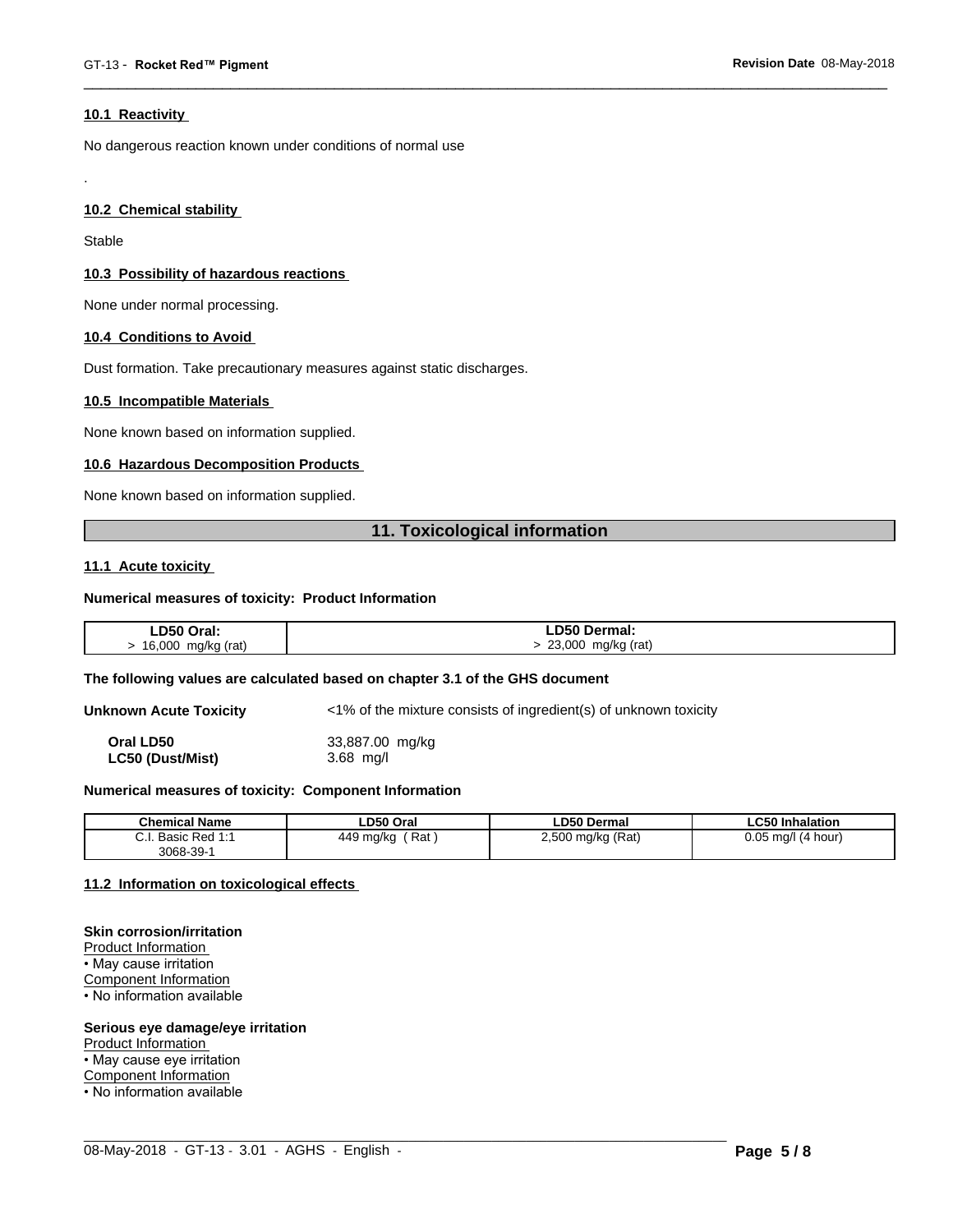### 10.1 Reactivity

No dangerous reaction known under conditions of normal use

.

### 10.2 Chemical stability

Stable

### 10.3 Possibility of hazardous reactions

None under normal processing.

### 10.4 Conditions to Avoid

Dust formation. Take precautionary measures against static discharges.

### 10.5 Incompatible Materials

None known based on information supplied.

### 10.6 Hazardous Decomposition Products

None known based on information supplied.

## 11. Toxicological information

### 11.1 Acute toxicity

**Numerical measures of toxicity: Product Information**

| LD50 Oral: | LD50 Dermal: |
|---|---|
| > 16,000 mg/kg (rat) | > 23,000 mg/kg (rat) |

**The following values are calculated based on chapter 3.1 of the GHS document**

**Unknown Acute Toxicity** <1% of the mixture consists of ingredient(s) of unknown toxicity

**Oral LD50** 33,887.00 mg/kg
**LC50 (Dust/Mist)** 3.68 mg/l

**Numerical measures of toxicity: Component Information**

| Chemical Name | LD50 Oral | LD50 Dermal | LC50 Inhalation |
|---|---|---|---|
| C.I. Basic Red 1:1<br>3068-39-1 | 449 mg/kg ( Rat ) | 2,500 mg/kg (Rat) | 0.05 mg/l (4 hour) |

### 11.2 Information on toxicological effects

**Skin corrosion/irritation**
Product Information
• May cause irritation
Component Information
• No information available

**Serious eye damage/eye irritation**
Product Information
• May cause eye irritation
Component Information
• No information available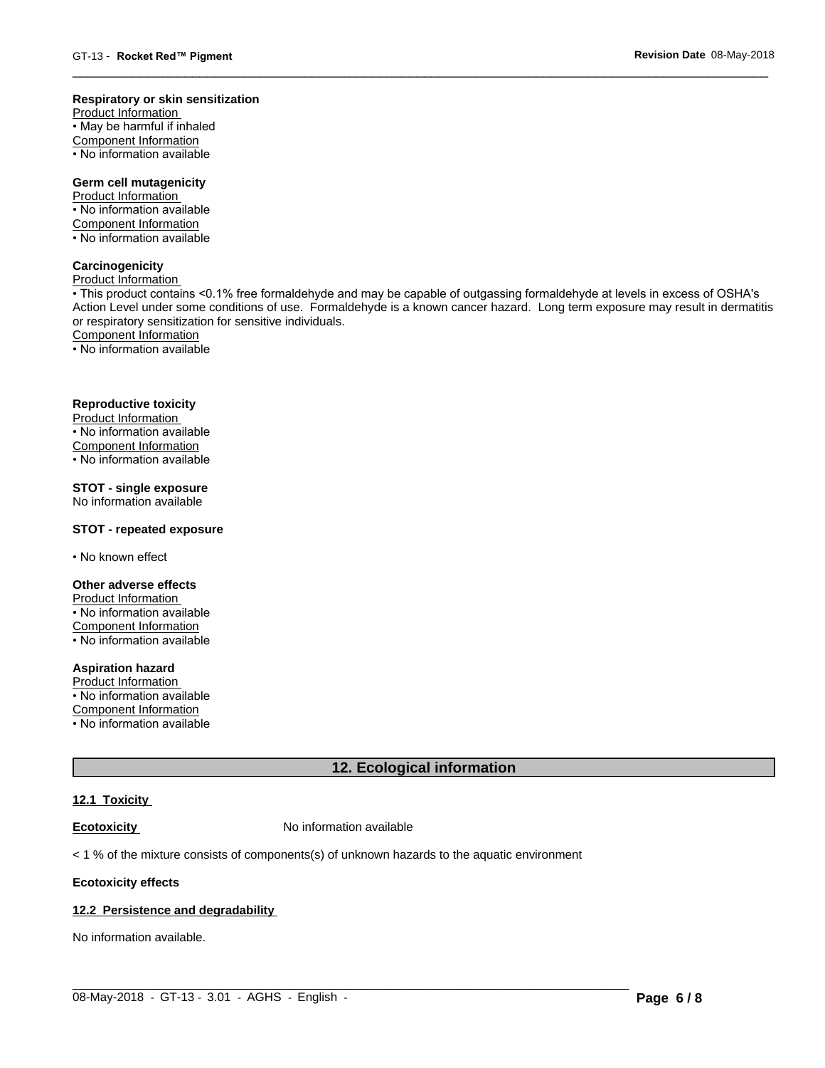**Respiratory or skin sensitization**

Product Information

- May be harmful if inhaled

Component Information

- No information available

**Germ cell mutagenicity**

Product Information

- No information available

Component Information

- No information available

**Carcinogenicity**

Product Information

- This product contains <0.1% free formaldehyde and may be capable of outgassing formaldehyde at levels in excess of OSHA's Action Level under some conditions of use. Formaldehyde is a known cancer hazard. Long term exposure may result in dermatitis or respiratory sensitization for sensitive individuals.

Component Information

- No information available

**Reproductive toxicity**

Product Information

- No information available

Component Information

- No information available

**STOT - single exposure**

No information available

**STOT - repeated exposure**

- No known effect

**Other adverse effects**

Product Information

- No information available

Component Information

- No information available

**Aspiration hazard**

Product Information

- No information available

Component Information

- No information available

## 12. Ecological information

**12.1 Toxicity**

**Ecotoxicity** No information available

< 1 % of the mixture consists of components(s) of unknown hazards to the aquatic environment

**Ecotoxicity effects**

**12.2 Persistence and degradability**

No information available.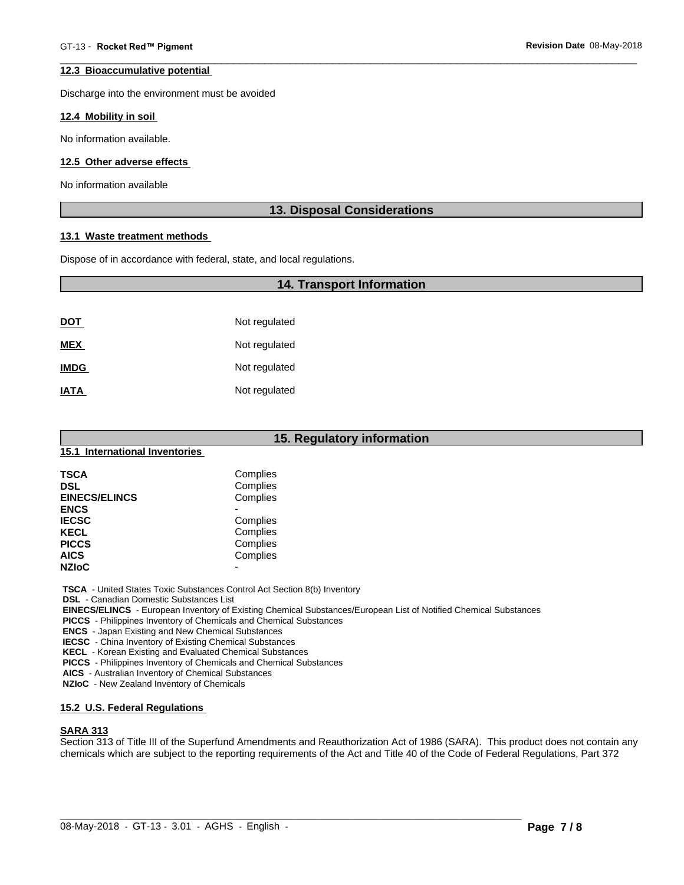### 12.3 Bioaccumulative potential

Discharge into the environment must be avoided

### 12.4 Mobility in soil

No information available.

### 12.5 Other adverse effects

No information available

## 13. Disposal Considerations

### 13.1 Waste treatment methods

Dispose of in accordance with federal, state, and local regulations.

## 14. Transport Information

| | |
|---|---|
| **DOT** | Not regulated |
| **MEX** | Not regulated |
| **IMDG** | Not regulated |
| **IATA** | Not regulated |

## 15. Regulatory information

### 15.1 International Inventories

| | |
|---|---|
| **TSCA** | Complies |
| **DSL** | Complies |
| **EINECS/ELINCS** | Complies |
| **ENCS** | - |
| **IECSC** | Complies |
| **KECL** | Complies |
| **PICCS** | Complies |
| **AICS** | Complies |
| **NZIoC** | - |

**TSCA** - United States Toxic Substances Control Act Section 8(b) Inventory
**DSL** - Canadian Domestic Substances List
**EINECS/ELINCS** - European Inventory of Existing Chemical Substances/European List of Notified Chemical Substances
**PICCS** - Philippines Inventory of Chemicals and Chemical Substances
**ENCS** - Japan Existing and New Chemical Substances
**IECSC** - China Inventory of Existing Chemical Substances
**KECL** - Korean Existing and Evaluated Chemical Substances
**PICCS** - Philippines Inventory of Chemicals and Chemical Substances
**AICS** - Australian Inventory of Chemical Substances
**NZIoC** - New Zealand Inventory of Chemicals

### 15.2 U.S. Federal Regulations

**SARA 313**

Section 313 of Title III of the Superfund Amendments and Reauthorization Act of 1986 (SARA). This product does not contain any chemicals which are subject to the reporting requirements of the Act and Title 40 of the Code of Federal Regulations, Part 372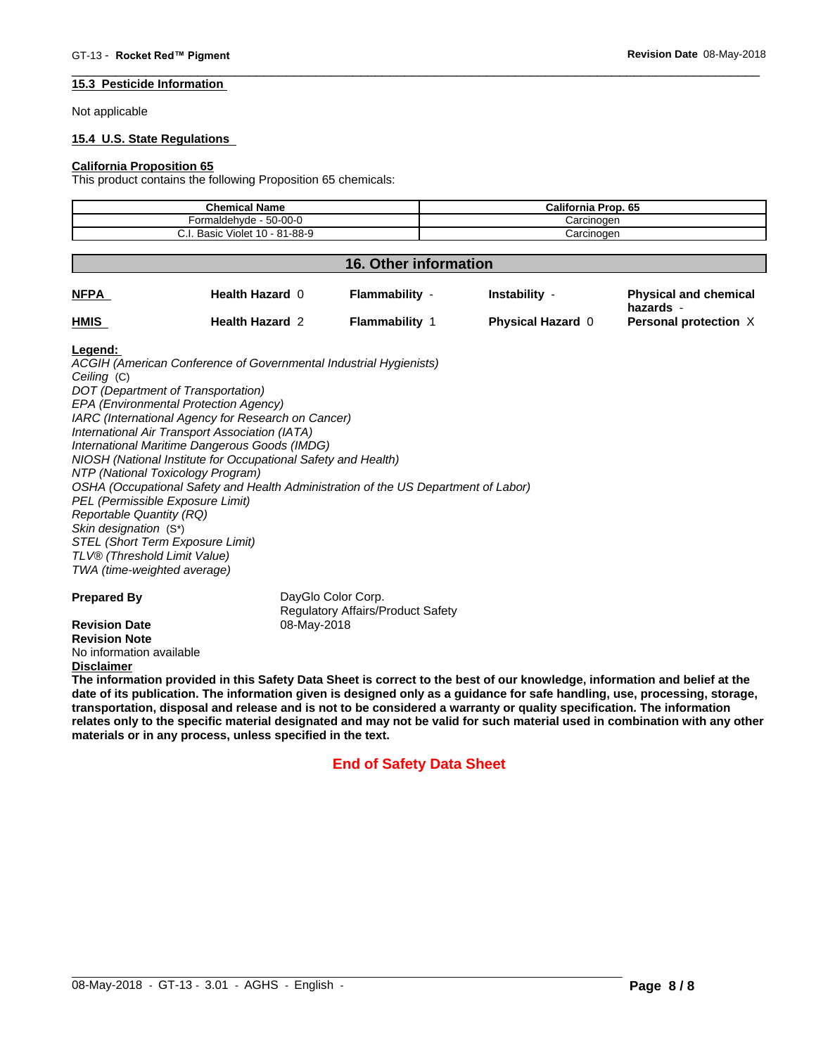### 15.3 Pesticide Information

Not applicable

### 15.4 U.S. State Regulations

**California Proposition 65**

This product contains the following Proposition 65 chemicals:

| Chemical Name | California Prop. 65 |
|---|---|
| Formaldehyde - 50-00-0 | Carcinogen |
| C.I. Basic Violet 10 - 81-88-9 | Carcinogen |

## 16. Other information

| | | | | |
|---|---|---|---|---|
| **NFPA** | **Health Hazard** 0 | **Flammability** - | **Instability** - | **Physical and chemical hazards** - |
| **HMIS** | **Health Hazard** 2 | **Flammability** 1 | **Physical Hazard** 0 | **Personal protection** X |

**Legend:**

*ACGIH (American Conference of Governmental Industrial Hygienists)*
*Ceiling* (C)
*DOT (Department of Transportation)*
*EPA (Environmental Protection Agency)*
*IARC (International Agency for Research on Cancer)*
*International Air Transport Association (IATA)*
*International Maritime Dangerous Goods (IMDG)*
*NIOSH (National Institute for Occupational Safety and Health)*
*NTP (National Toxicology Program)*
*OSHA (Occupational Safety and Health Administration of the US Department of Labor)*
*PEL (Permissible Exposure Limit)*
*Reportable Quantity (RQ)*
*Skin designation* (S*)
*STEL (Short Term Exposure Limit)*
*TLV® (Threshold Limit Value)*
*TWA (time-weighted average)*

**Prepared By** DayGlo Color Corp.
Regulatory Affairs/Product Safety

**Revision Date** 08-May-2018

**Revision Note**

No information available

**Disclaimer**

**The information provided in this Safety Data Sheet is correct to the best of our knowledge, information and belief at the date of its publication. The information given is designed only as a guidance for safe handling, use, processing, storage, transportation, disposal and release and is not to be considered a warranty or quality specification. The information relates only to the specific material designated and may not be valid for such material used in combination with any other materials or in any process, unless specified in the text.**

**End of Safety Data Sheet**